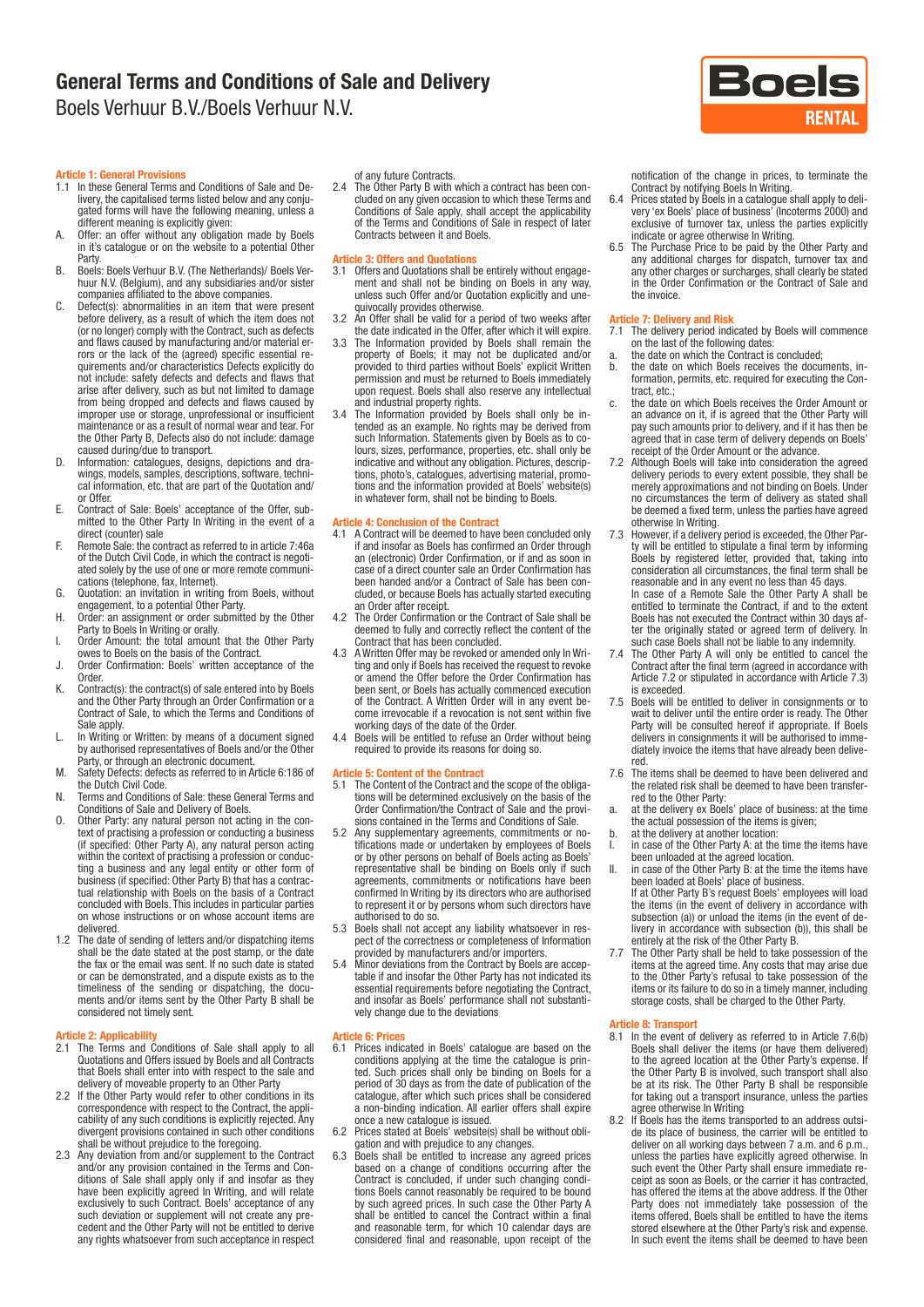# General Terms and Conditions of Sale and Delivery

Boels Verhuur B.V./Boels Verhuur N.V.

## Article 1: General Provisions

1.1 In these General Terms and Conditions of Sale and Delivery, the capitalised terms listed below and any conjugated forms will have the following meaning, unless a different meaning is explicitly given:

A. Offer: an offer without any obligation made by Boels in it's catalogue or on the website to a potential Other Party.

B. Boels: Boels Verhuur B.V. (The Netherlands)/ Boels Verhuur N.V. (Belgium), and any subsidiaries and/or sister companies affiliated to the above companies.

C. Defect(s): abnormalities in an item that were present before delivery, as a result of which the item does not (or no longer) comply with the Contract, such as defects and flaws caused by manufacturing and/or material errors or the lack of the (agreed) specific essential requirements and/or characteristics Defects explicitly do not include: safety defects and defects and flaws that arise after delivery, such as but not limited to damage from being dropped and defects and flaws caused by improper use or storage, unprofessional or insufficient maintenance or as a result of normal wear and tear. For the Other Party B, Defects also do not include: damage caused during/due to transport.

D. Information: catalogues, designs, depictions and drawings, models, samples, descriptions, software, technical information, etc. that are part of the Quotation and/or Offer.

E. Contract of Sale: Boels' acceptance of the Offer, submitted to the Other Party In Writing in the event of a direct (counter) sale

F. Remote Sale: the contract as referred to in article 7:46a of the Dutch Civil Code, in which the contract is negotiated solely by the use of one or more remote communications (telephone, fax, Internet).

G. Quotation: an invitation in writing from Boels, without engagement, to a potential Other Party.

H. Order: an assignment or order submitted by the Other Party to Boels In Writing or orally.

I. Order Amount: the total amount that the Other Party owes to Boels on the basis of the Contract.

J. Order Confirmation: Boels' written acceptance of the Order.

K. Contract(s): the contract(s) of sale entered into by Boels and the Other Party through an Order Confirmation or a Contract of Sale, to which the Terms and Conditions of Sale apply.

L. In Writing or Written: by means of a document signed by authorised representatives of Boels and/or the Other Party, or through an electronic document.

M. Safety Defects: defects as referred to in Article 6:186 of the Dutch Civil Code.

N. Terms and Conditions of Sale: these General Terms and Conditions of Sale and Delivery of Boels.

O. Other Party: any natural person not acting in the context of practising a profession or conducting a business (if specified: Other Party A), any natural person acting within the context of practising a profession or conducting a business and any legal entity or other form of business (if specified: Other Party B) that has a contractual relationship with Boels on the basis of a Contract concluded with Boels. This includes in particular parties on whose instructions or on whose account items are delivered.

1.2 The date of sending of letters and/or dispatching items shall be the date stated at the post stamp, or the date the fax or the email was sent. If no such date is stated or can be demonstrated, and a dispute exists as to the timeliness of the sending or dispatching, the documents and/or items sent by the Other Party B shall be considered not timely sent.

## Article 2: Applicability

2.1 The Terms and Conditions of Sale shall apply to all Quotations and Offers issued by Boels and all Contracts that Boels shall enter into with respect to the sale and delivery of moveable property to an Other Party

2.2 If the Other Party would refer to other conditions in its correspondence with respect to the Contract, the applicability of any such conditions is explicitly rejected. Any divergent provisions contained in such other conditions shall be without prejudice to the foregoing.

2.3 Any deviation from and/or supplement to the Contract and/or any provision contained in the Terms and Conditions of Sale shall apply only if and insofar as they have been explicitly agreed In Writing, and will relate exclusively to such Contract. Boels' acceptance of any such deviation or supplement will not create any precedent and the Other Party will not be entitled to derive any rights whatsoever from such acceptance in respect of any future Contracts.

2.4 The Other Party B with which a contract has been concluded on any given occasion to which these Terms and Conditions of Sale apply, shall accept the applicability of the Terms and Conditions of Sale in respect of later Contracts between it and Boels.

## Article 3: Offers and Quotations

3.1 Offers and Quotations shall be entirely without engagement and shall not be binding on Boels in any way, unless such Offer and/or Quotation explicitly and unequivocally provides otherwise.

3.2 An Offer shall be valid for a period of two weeks after the date indicated in the Offer, after which it will expire.

3.3 The Information provided by Boels shall remain the property of Boels; it may not be duplicated and/or provided to third parties without Boels' explicit Written permission and must be returned to Boels immediately upon request. Boels shall also reserve any intellectual and industrial property rights.

3.4 The Information provided by Boels shall only be intended as an example. No rights may be derived from such Information. Statements given by Boels as to colours, sizes, performance, properties, etc. shall only be indicative and without any obligation. Pictures, descriptions, photo's, catalogues, advertising material, promotions and the information provided at Boels' website(s) in whatever form, shall not be binding to Boels.

## Article 4: Conclusion of the Contract

4.1 A Contract will be deemed to have been concluded only if and insofar as Boels has confirmed an Order through an (electronic) Order Confirmation, or if and as soon in case of a direct counter sale an Order Confirmation has been handed and/or a Contract of Sale has been concluded, or because Boels has actually started executing an Order after receipt.

4.2 The Order Confirmation or the Contract of Sale shall be deemed to fully and correctly reflect the content of the Contract that has been concluded.

4.3 A Written Offer may be revoked or amended only In Writing and only if Boels has received the request to revoke or amend the Offer before the Order Confirmation has been sent, or Boels has actually commenced execution of the Contract. A Written Order will in any event become irrevocable if a revocation is not sent within five working days of the date of the Order.

4.4 Boels will be entitled to refuse an Order without being required to provide its reasons for doing so.

## Article 5: Content of the Contract

5.1 The Content of the Contract and the scope of the obligations will be determined exclusively on the basis of the Order Confirmation/the Contract of Sale and the provisions contained in the Terms and Conditions of Sale.

5.2 Any supplementary agreements, commitments or notifications made or undertaken by employees of Boels or by other persons on behalf of Boels acting as Boels' representative shall be binding on Boels only if such agreements, commitments or notifications have been confirmed In Writing by its directors who are authorised to represent it or by persons whom such directors have authorised to do so.

5.3 Boels shall not accept any liability whatsoever in respect of the correctness or completeness of Information provided by manufacturers and/or importers.

5.4 Minor deviations from the Contract by Boels are acceptable if and insofar the Other Party has not indicated its essential requirements before negotiating the Contract, and insofar as Boels' performance shall not substantively change due to the deviations

## Article 6: Prices

6.1 Prices indicated in Boels' catalogue are based on the conditions applying at the time the catalogue is printed. Such prices shall only be binding on Boels for a period of 30 days as from the date of publication of the catalogue, after which such prices shall be considered a non-binding indication. All earlier offers shall expire once a new catalogue is issued.

6.2 Prices stated at Boels' website(s) shall be without obligation and with prejudice to any changes.

6.3 Boels shall be entitled to increase any agreed prices based on a change of conditions occurring after the Contract is concluded, if under such changing conditions Boels cannot reasonably be required to be bound by such agreed prices. In such case the Other Party A shall be entitled to cancel the Contract within a final and reasonable term, for which 10 calendar days are considered final and reasonable, upon receipt of the notification of the change in prices, to terminate the Contract by notifying Boels In Writing.

6.4 Prices stated by Boels in a catalogue shall apply to delivery 'ex Boels' place of business' (Incoterms 2000) and exclusive of turnover tax, unless the parties explicitly indicate or agree otherwise In Writing.

6.5 The Purchase Price to be paid by the Other Party and any additional charges for dispatch, turnover tax and any other charges or surcharges, shall clearly be stated in the Order Confirmation or the Contract of Sale and the invoice.

## Article 7: Delivery and Risk

7.1 The delivery period indicated by Boels will commence on the last of the following dates:

a. the date on which the Contract is concluded;

b. the date on which Boels receives the documents, information, permits, etc. required for executing the Contract, etc.;

c. the date on which Boels receives the Order Amount or an advance on it, if it is agreed that the Other Party will pay such amounts prior to delivery, and if it has then be agreed that in case term of delivery depends on Boels' receipt of the Order Amount or the advance.

7.2 Although Boels will take into consideration the agreed delivery periods to every extent possible, they shall be merely approximations and not binding on Boels. Under no circumstances the term of delivery as stated shall be deemed a fixed term, unless the parties have agreed otherwise In Writing.

7.3 However, if a delivery period is exceeded, the Other Party will be entitled to stipulate a final term by informing Boels by registered letter, provided that, taking into consideration all circumstances, the final term shall be reasonable and in any event no less than 45 days.
In case of a Remote Sale the Other Party A shall be entitled to terminate the Contract, if and to the extent Boels has not executed the Contract within 30 days after the originally stated or agreed term of delivery. In such case Boels shall not be liable to any indemnity.

7.4 The Other Party A will only be entitled to cancel the Contract after the final term (agreed in accordance with Article 7.2 or stipulated in accordance with Article 7.3) is exceeded.

7.5 Boels will be entitled to deliver in consignments or to wait to deliver until the entire order is ready. The Other Party will be consulted hereof if appropriate. If Boels delivers in consignments it will be authorised to immediately invoice the items that have already been delivered.

7.6 The items shall be deemed to have been delivered and the related risk shall be deemed to have been transferred to the Other Party:

a. at the delivery ex Boels' place of business: at the time the actual possession of the items is given;

b. at the delivery at another location:

I. in case of the Other Party A: at the time the items have been unloaded at the agreed location.

II. in case of the Other Party B: at the time the items have been loaded at Boels' place of business.
If at Other Party B's request Boels' employees will load the items (in the event of delivery in accordance with subsection (a)) or unload the items (in the event of delivery in accordance with subsection (b)), this shall be entirely at the risk of the Other Party B.

7.7 The Other Party shall be held to take possession of the items at the agreed time. Any costs that may arise due to the Other Party's refusal to take possession of the items or its failure to do so in a timely manner, including storage costs, shall be charged to the Other Party.

## Article 8: Transport

8.1 In the event of delivery as referred to in Article 7.6(b) Boels shall deliver the items (or have them delivered) to the agreed location at the Other Party's expense. If the Other Party B is involved, such transport shall also be at its risk. The Other Party B shall be responsible for taking out a transport insurance, unless the parties agree otherwise In Writing

8.2 If Boels has the items transported to an address outside of its place of business, the carrier will be entitled to deliver on all working days between 7 a.m. and 6 p.m., unless the parties have explicitly agreed otherwise. In such event the Other Party shall ensure immediate receipt as soon as Boels, or the carrier it has contracted, has offered the items at the above address. If the Other Party does not immediately take possession of the items offered, Boels shall be entitled to have the items stored elsewhere at the Other Party's risk and expense. In such event the items shall be deemed to have been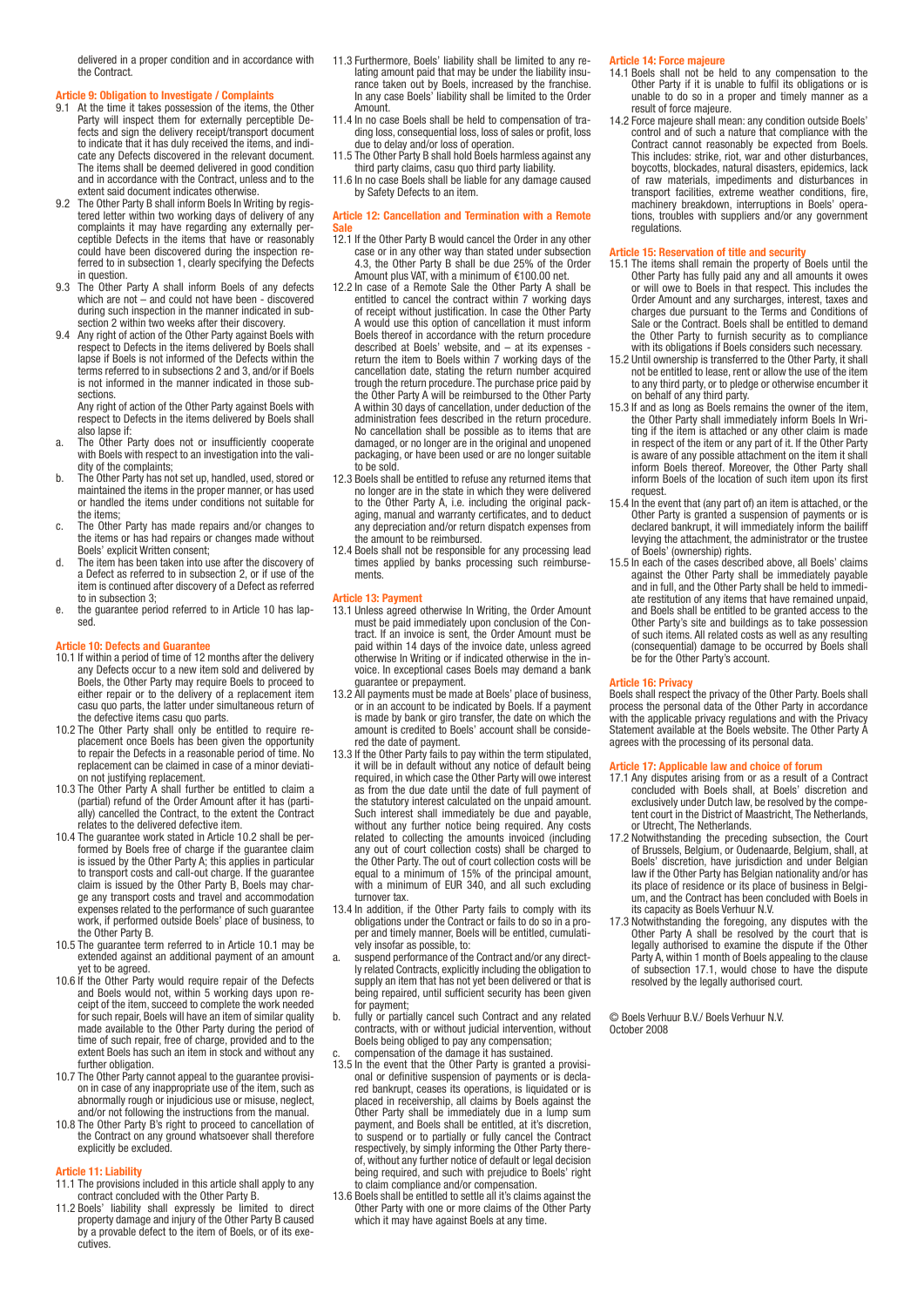delivered in a proper condition and in accordance with the Contract.

## Article 9: Obligation to Investigate / Complaints

9.1 At the time it takes possession of the items, the Other Party will inspect them for externally perceptible Defects and sign the delivery receipt/transport document to indicate that it has duly received the items, and indicate any Defects discovered in the relevant document. The items shall be deemed delivered in good condition and in accordance with the Contract, unless and to the extent said document indicates otherwise.

9.2 The Other Party B shall inform Boels In Writing by registered letter within two working days of delivery of any complaints it may have regarding any externally perceptible Defects in the items that have or reasonably could have been discovered during the inspection referred to in subsection 1, clearly specifying the Defects in question.

9.3 The Other Party A shall inform Boels of any defects which are not – and could not have been - discovered during such inspection in the manner indicated in subsection 2 within two weeks after their discovery.

9.4 Any right of action of the Other Party against Boels with respect to Defects in the items delivered by Boels shall lapse if Boels is not informed of the Defects within the terms referred to in subsections 2 and 3, and/or if Boels is not informed in the manner indicated in those subsections.

Any right of action of the Other Party against Boels with respect to Defects in the items delivered by Boels shall also lapse if:

a. The Other Party does not or insufficiently cooperate with Boels with respect to an investigation into the validity of the complaints;
b. The Other Party has not set up, handled, used, stored or maintained the items in the proper manner, or has used or handled the items under conditions not suitable for the items;
c. The Other Party has made repairs and/or changes to the items or has had repairs or changes made without Boels' explicit Written consent;
d. The item has been taken into use after the discovery of a Defect as referred to in subsection 2, or if use of the item is continued after discovery of a Defect as referred to in subsection 3;
e. the guarantee period referred to in Article 10 has lapsed.

## Article 10: Defects and Guarantee

10.1 If within a period of time of 12 months after the delivery any Defects occur to a new item sold and delivered by Boels, the Other Party may require Boels to proceed to either repair or to the delivery of a replacement item casu quo parts, the latter under simultaneous return of the defective items casu quo parts.

10.2 The Other Party shall only be entitled to require replacement once Boels has been given the opportunity to repair the Defects in a reasonable period of time. No replacement can be claimed in case of a minor deviation not justifying replacement.

10.3 The Other Party A shall further be entitled to claim a (partial) refund of the Order Amount after it has (partially) cancelled the Contract, to the extent the Contract relates to the delivered defective item.

10.4 The guarantee work stated in Article 10.2 shall be performed by Boels free of charge if the guarantee claim is issued by the Other Party A; this applies in particular to transport costs and call-out charge. If the guarantee claim is issued by the Other Party B, Boels may charge any transport costs and travel and accommodation expenses related to the performance of such guarantee work, if performed outside Boels' place of business, to the Other Party B.

10.5 The guarantee term referred to in Article 10.1 may be extended against an additional payment of an amount yet to be agreed.

10.6 If the Other Party would require repair of the Defects and Boels would not, within 5 working days upon receipt of the item, succeed to complete the work needed for such repair, Boels will have an item of similar quality made available to the Other Party during the period of time of such repair, free of charge, provided and to the extent Boels has such an item in stock and without any further obligation.

10.7 The Other Party cannot appeal to the guarantee provision in case of any inappropriate use of the item, such as abnormally rough or injudicious use or misuse, neglect, and/or not following the instructions from the manual.

10.8 The Other Party B's right to proceed to cancellation of the Contract on any ground whatsoever shall therefore explicitly be excluded.

## Article 11: Liability

11.1 The provisions included in this article shall apply to any contract concluded with the Other Party B.

11.2 Boels' liability shall expressly be limited to direct property damage and injury of the Other Party B caused by a provable defect to the item of Boels, or of its executives.

11.3 Furthermore, Boels' liability shall be limited to any relating amount paid that may be under the liability insurance taken out by Boels, increased by the franchise. In any case Boels' liability shall be limited to the Order Amount.

11.4 In no case Boels shall be held to compensation of trading loss, consequential loss, loss of sales or profit, loss due to delay and/or loss of operation.

11.5 The Other Party B shall hold Boels harmless against any third party claims, casu quo third party liability.

11.6 In no case Boels shall be liable for any damage caused by Safety Defects to an item.

## Article 12: Cancellation and Termination with a Remote Sale

12.1 If the Other Party B would cancel the Order in any other case or in any other way than stated under subsection 4.3, the Other Party B shall be due 25% of the Order Amount plus VAT, with a minimum of €100.00 net.

12.2 In case of a Remote Sale the Other Party A shall be entitled to cancel the contract within 7 working days of receipt without justification. In case the Other Party A would use this option of cancellation it must inform Boels thereof in accordance with the return procedure described at Boels' website, and – at its expenses - return the item to Boels within 7 working days of the cancellation date, stating the return number acquired trough the return procedure. The purchase price paid by the Other Party A will be reimbursed to the Other Party A within 30 days of cancellation, under deduction of the administration fees described in the return procedure. No cancellation shall be possible as to items that are damaged, or no longer are in the original and unopened packaging, or have been used or are no longer suitable to be sold.

12.3 Boels shall be entitled to refuse any returned items that no longer are in the state in which they were delivered to the Other Party A, i.e. including the original packaging, manual and warranty certificates, and to deduct any depreciation and/or return dispatch expenses from the amount to be reimbursed.

12.4 Boels shall not be responsible for any processing lead times applied by banks processing such reimbursements.

## Article 13: Payment

13.1 Unless agreed otherwise In Writing, the Order Amount must be paid immediately upon conclusion of the Contract. If an invoice is sent, the Order Amount must be paid within 14 days of the invoice date, unless agreed otherwise In Writing or if indicated otherwise in the invoice. In exceptional cases Boels may demand a bank guarantee or prepayment.

13.2 All payments must be made at Boels' place of business, or in an account to be indicated by Boels. If a payment is made by bank or giro transfer, the date on which the amount is credited to Boels' account shall be considered the date of payment.

13.3 If the Other Party fails to pay within the term stipulated, it will be in default without any notice of default being required, in which case the Other Party will owe interest as from the due date until the date of full payment of the statutory interest calculated on the unpaid amount. Such interest shall immediately be due and payable, without any further notice being required. Any costs related to collecting the amounts invoiced (including any out of court collection costs) shall be charged to the Other Party. The out of court collection costs will be equal to a minimum of 15% of the principal amount, with a minimum of EUR 340, and all such excluding turnover tax.

13.4 In addition, if the Other Party fails to comply with its obligations under the Contract or fails to do so in a proper and timely manner, Boels will be entitled, cumulatively insofar as possible, to:

a. suspend performance of the Contract and/or any directly related Contracts, explicitly including the obligation to supply an item that has not yet been delivered or that is being repaired, until sufficient security has been given for payment;
b. fully or partially cancel such Contract and any related contracts, with or without judicial intervention, without Boels being obliged to pay any compensation;
c. compensation of the damage it has sustained.

13.5 In the event that the Other Party is granted a provisional or definitive suspension of payments or is declared bankrupt, ceases its operations, is liquidated or is placed in receivership, all claims by Boels against the Other Party shall be immediately due in a lump sum payment, and Boels shall be entitled, at it's discretion, to suspend or to partially or fully cancel the Contract respectively, by simply informing the Other Party thereof, without any further notice of default or legal decision being required, and such with prejudice to Boels' right to claim compliance and/or compensation.

13.6 Boels shall be entitled to settle all it's claims against the Other Party with one or more claims of the Other Party which it may have against Boels at any time.

## Article 14: Force majeure

14.1 Boels shall not be held to any compensation to the Other Party if it is unable to fulfil its obligations or is unable to do so in a proper and timely manner as a result of force majeure.

14.2 Force majeure shall mean: any condition outside Boels' control and of such a nature that compliance with the Contract cannot reasonably be expected from Boels. This includes: strike, riot, war and other disturbances, boycotts, blockades, natural disasters, epidemics, lack of raw materials, impediments and disturbances in transport facilities, extreme weather conditions, fire, machinery breakdown, interruptions in Boels' operations, troubles with suppliers and/or any government regulations.

## Article 15: Reservation of title and security

15.1 The items shall remain the property of Boels until the Other Party has fully paid any and all amounts it owes or will owe to Boels in that respect. This includes the Order Amount and any surcharges, interest, taxes and charges due pursuant to the Terms and Conditions of Sale or the Contract. Boels shall be entitled to demand the Other Party to furnish security as to compliance with its obligations if Boels considers such necessary.

15.2 Until ownership is transferred to the Other Party, it shall not be entitled to lease, rent or allow the use of the item to any third party, or to pledge or otherwise encumber it on behalf of any third party.

15.3 If and as long as Boels remains the owner of the item, the Other Party shall immediately inform Boels In Writing if the item is attached or any other claim is made in respect of the item or any part of it. If the Other Party is aware of any possible attachment on the item it shall inform Boels thereof. Moreover, the Other Party shall inform Boels of the location of such item upon its first request.

15.4 In the event that (any part of) an item is attached, or the Other Party is granted a suspension of payments or is declared bankrupt, it will immediately inform the bailiff levying the attachment, the administrator or the trustee of Boels' (ownership) rights.

15.5 In each of the cases described above, all Boels' claims against the Other Party shall be immediately payable and in full, and the Other Party shall be held to immediate restitution of any items that have remained unpaid, and Boels shall be entitled to be granted access to the Other Party's site and buildings as to take possession of such items. All related costs as well as any resulting (consequential) damage to be occurred by Boels shall be for the Other Party's account.

## Article 16: Privacy

Boels shall respect the privacy of the Other Party. Boels shall process the personal data of the Other Party in accordance with the applicable privacy regulations and with the Privacy Statement available at the Boels website. The Other Party A agrees with the processing of its personal data.

## Article 17: Applicable law and choice of forum

17.1 Any disputes arising from or as a result of a Contract concluded with Boels shall, at Boels' discretion and exclusively under Dutch law, be resolved by the competent court in the District of Maastricht, The Netherlands, or Utrecht, The Netherlands.

17.2 Notwithstanding the preceding subsection, the Court of Brussels, Belgium, or Oudenaarde, Belgium, shall, at Boels' discretion, have jurisdiction and under Belgian law if the Other Party has Belgian nationality and/or has its place of residence or its place of business in Belgium, and the Contract has been concluded with Boels in its capacity as Boels Verhuur N.V.

17.3 Notwithstanding the foregoing, any disputes with the Other Party A shall be resolved by the court that is legally authorised to examine the dispute if the Other Party A, within 1 month of Boels appealing to the clause of subsection 17.1, would chose to have the dispute resolved by the legally authorised court.

© Boels Verhuur B.V./ Boels Verhuur N.V.
October 2008